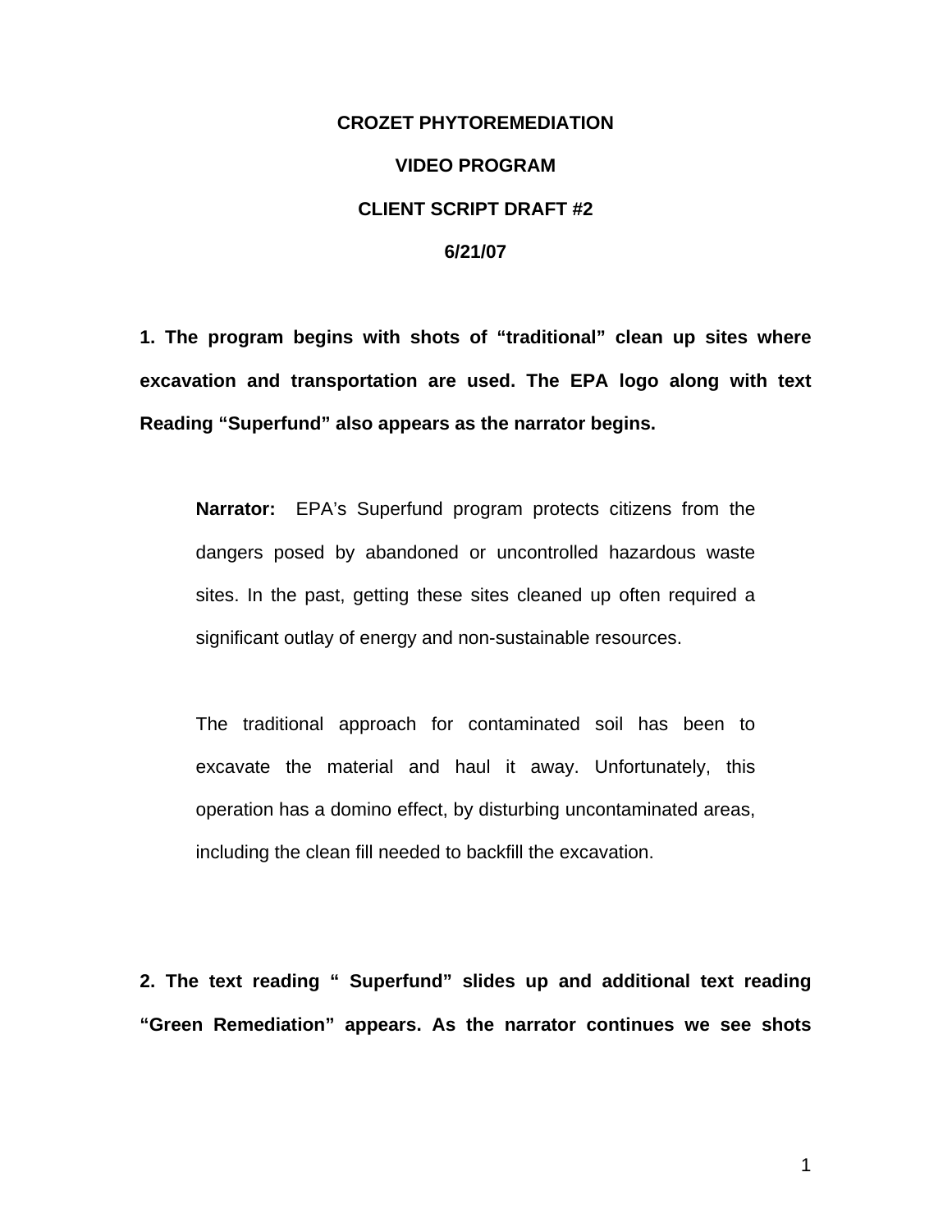**CROZET PHYTOREMEDIATION**

**VIDEO PROGRAM**

**CLIENT SCRIPT DRAFT #2**

**6/21/07**

**1. The program begins with shots of "traditional" clean up sites where excavation and transportation are used. The EPA logo along with text Reading "Superfund" also appears as the narrator begins.**

> **Narrator:** EPA's Superfund program protects citizens from the dangers posed by abandoned or uncontrolled hazardous waste sites. In the past, getting these sites cleaned up often required a significant outlay of energy and non-sustainable resources.
>
> The traditional approach for contaminated soil has been to excavate the material and haul it away. Unfortunately, this operation has a domino effect, by disturbing uncontaminated areas, including the clean fill needed to backfill the excavation.

**2. The text reading " Superfund" slides up and additional text reading "Green Remediation" appears. As the narrator continues we see shots**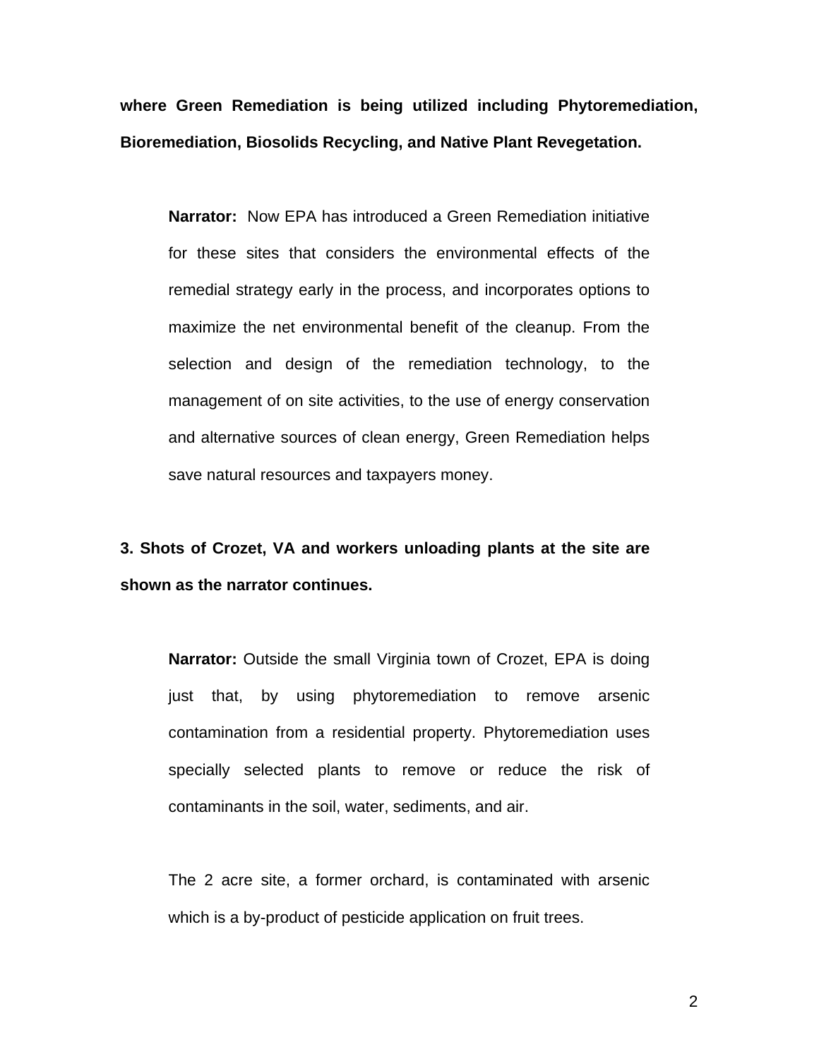**where Green Remediation is being utilized including Phytoremediation, Bioremediation, Biosolids Recycling, and Native Plant Revegetation.**

> **Narrator:** Now EPA has introduced a Green Remediation initiative for these sites that considers the environmental effects of the remedial strategy early in the process, and incorporates options to maximize the net environmental benefit of the cleanup. From the selection and design of the remediation technology, to the management of on site activities, to the use of energy conservation and alternative sources of clean energy, Green Remediation helps save natural resources and taxpayers money.

**3. Shots of Crozet, VA and workers unloading plants at the site are shown as the narrator continues.**

> **Narrator:** Outside the small Virginia town of Crozet, EPA is doing just that, by using phytoremediation to remove arsenic contamination from a residential property. Phytoremediation uses specially selected plants to remove or reduce the risk of contaminants in the soil, water, sediments, and air.
>
> The 2 acre site, a former orchard, is contaminated with arsenic which is a by-product of pesticide application on fruit trees.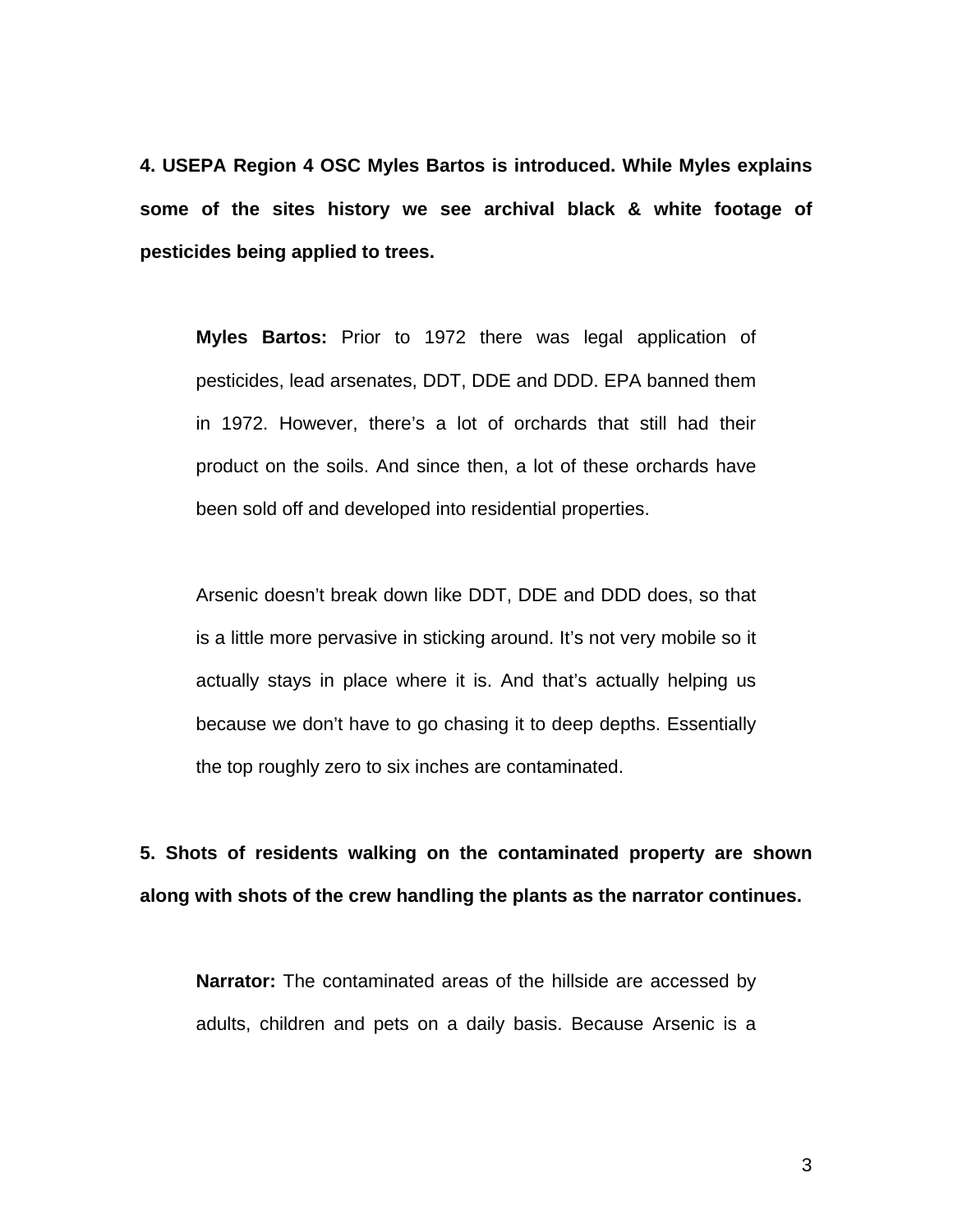**4. USEPA Region 4 OSC Myles Bartos is introduced. While Myles explains some of the sites history we see archival black & white footage of pesticides being applied to trees.**

> **Myles Bartos:** Prior to 1972 there was legal application of pesticides, lead arsenates, DDT, DDE and DDD. EPA banned them in 1972. However, there's a lot of orchards that still had their product on the soils. And since then, a lot of these orchards have been sold off and developed into residential properties.
>
> Arsenic doesn't break down like DDT, DDE and DDD does, so that is a little more pervasive in sticking around. It's not very mobile so it actually stays in place where it is. And that's actually helping us because we don't have to go chasing it to deep depths. Essentially the top roughly zero to six inches are contaminated.

**5. Shots of residents walking on the contaminated property are shown along with shots of the crew handling the plants as the narrator continues.**

> **Narrator:** The contaminated areas of the hillside are accessed by adults, children and pets on a daily basis. Because Arsenic is a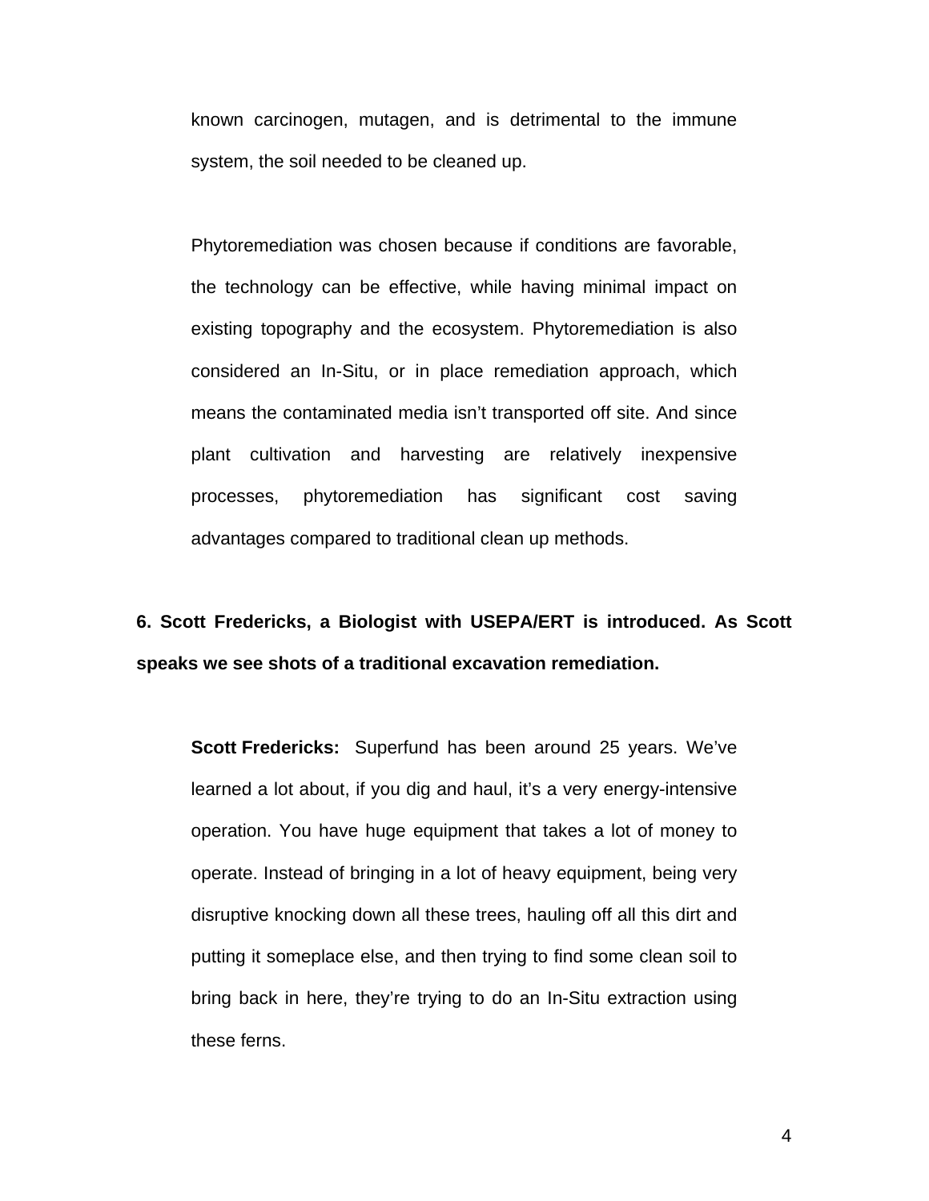known carcinogen, mutagen, and is detrimental to the immune system, the soil needed to be cleaned up.

Phytoremediation was chosen because if conditions are favorable, the technology can be effective, while having minimal impact on existing topography and the ecosystem. Phytoremediation is also considered an In-Situ, or in place remediation approach, which means the contaminated media isn't transported off site. And since plant cultivation and harvesting are relatively inexpensive processes, phytoremediation has significant cost saving advantages compared to traditional clean up methods.

**6. Scott Fredericks, a Biologist with USEPA/ERT is introduced. As Scott speaks we see shots of a traditional excavation remediation.**

**Scott Fredericks:** Superfund has been around 25 years. We've learned a lot about, if you dig and haul, it's a very energy-intensive operation. You have huge equipment that takes a lot of money to operate. Instead of bringing in a lot of heavy equipment, being very disruptive knocking down all these trees, hauling off all this dirt and putting it someplace else, and then trying to find some clean soil to bring back in here, they're trying to do an In-Situ extraction using these ferns.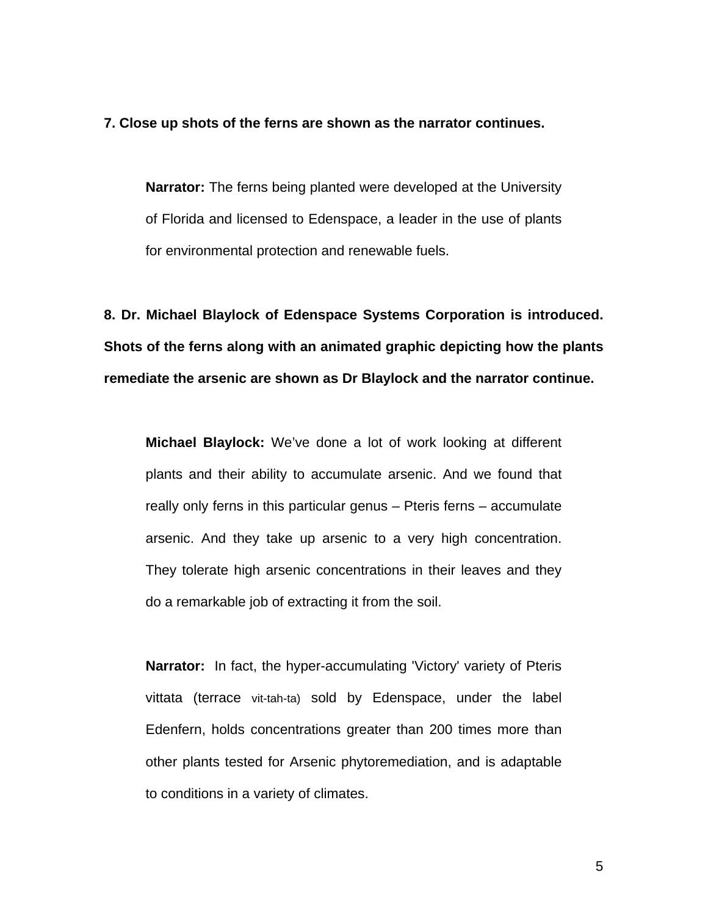**7. Close up shots of the ferns are shown as the narrator continues.**

**Narrator:** The ferns being planted were developed at the University of Florida and licensed to Edenspace, a leader in the use of plants for environmental protection and renewable fuels.

**8. Dr. Michael Blaylock of Edenspace Systems Corporation is introduced. Shots of the ferns along with an animated graphic depicting how the plants remediate the arsenic are shown as Dr Blaylock and the narrator continue.**

**Michael Blaylock:** We've done a lot of work looking at different plants and their ability to accumulate arsenic. And we found that really only ferns in this particular genus – Pteris ferns – accumulate arsenic. And they take up arsenic to a very high concentration. They tolerate high arsenic concentrations in their leaves and they do a remarkable job of extracting it from the soil.

**Narrator:** In fact, the hyper-accumulating 'Victory' variety of Pteris vittata (terrace vit-tah-ta) sold by Edenspace, under the label Edenfern, holds concentrations greater than 200 times more than other plants tested for Arsenic phytoremediation, and is adaptable to conditions in a variety of climates.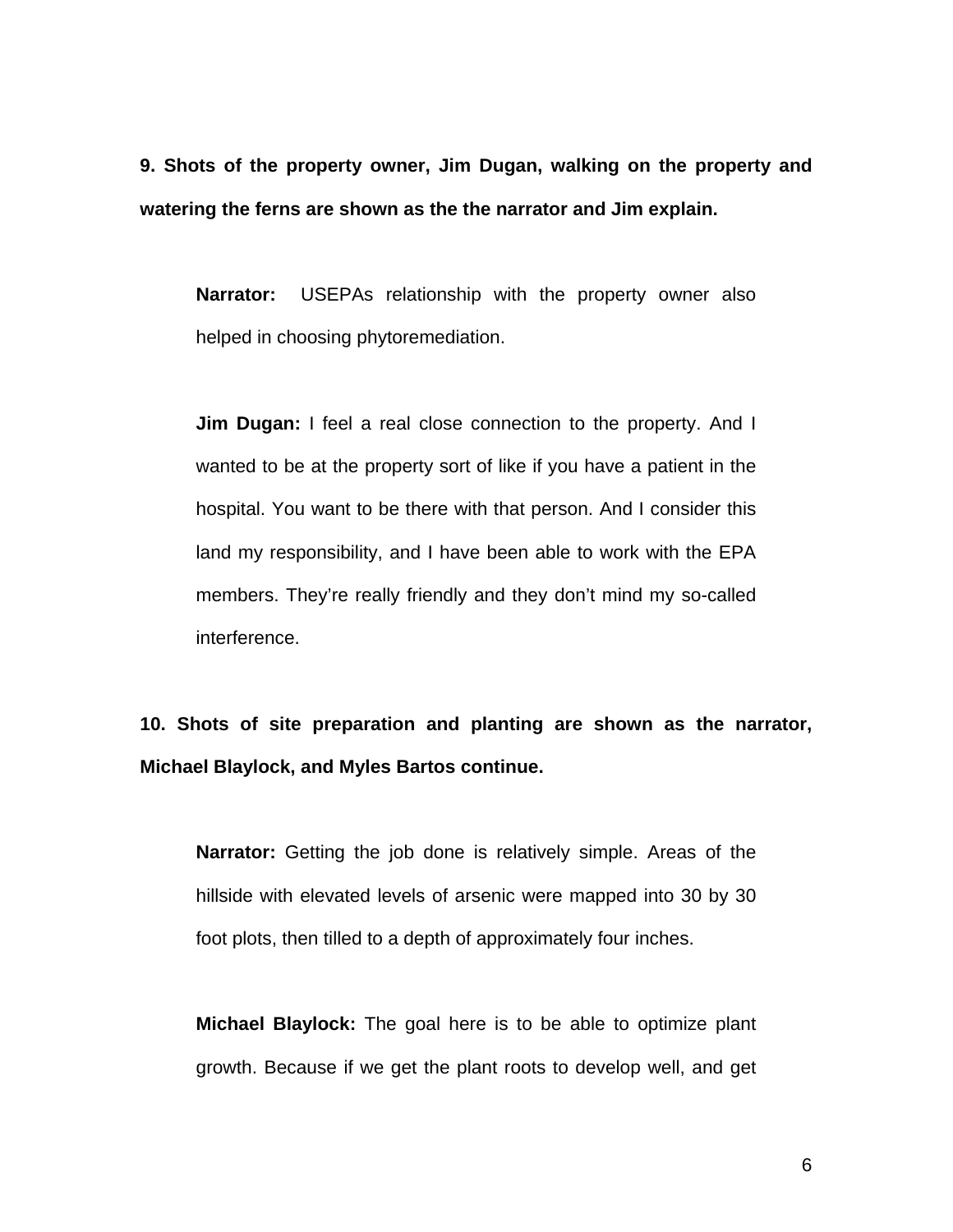**9. Shots of the property owner, Jim Dugan, walking on the property and watering the ferns are shown as the the narrator and Jim explain.**

**Narrator:** USEPAs relationship with the property owner also helped in choosing phytoremediation.

**Jim Dugan:** I feel a real close connection to the property. And I wanted to be at the property sort of like if you have a patient in the hospital. You want to be there with that person. And I consider this land my responsibility, and I have been able to work with the EPA members. They're really friendly and they don't mind my so-called interference.

**10. Shots of site preparation and planting are shown as the narrator, Michael Blaylock, and Myles Bartos continue.**

**Narrator:** Getting the job done is relatively simple. Areas of the hillside with elevated levels of arsenic were mapped into 30 by 30 foot plots, then tilled to a depth of approximately four inches.

**Michael Blaylock:** The goal here is to be able to optimize plant growth. Because if we get the plant roots to develop well, and get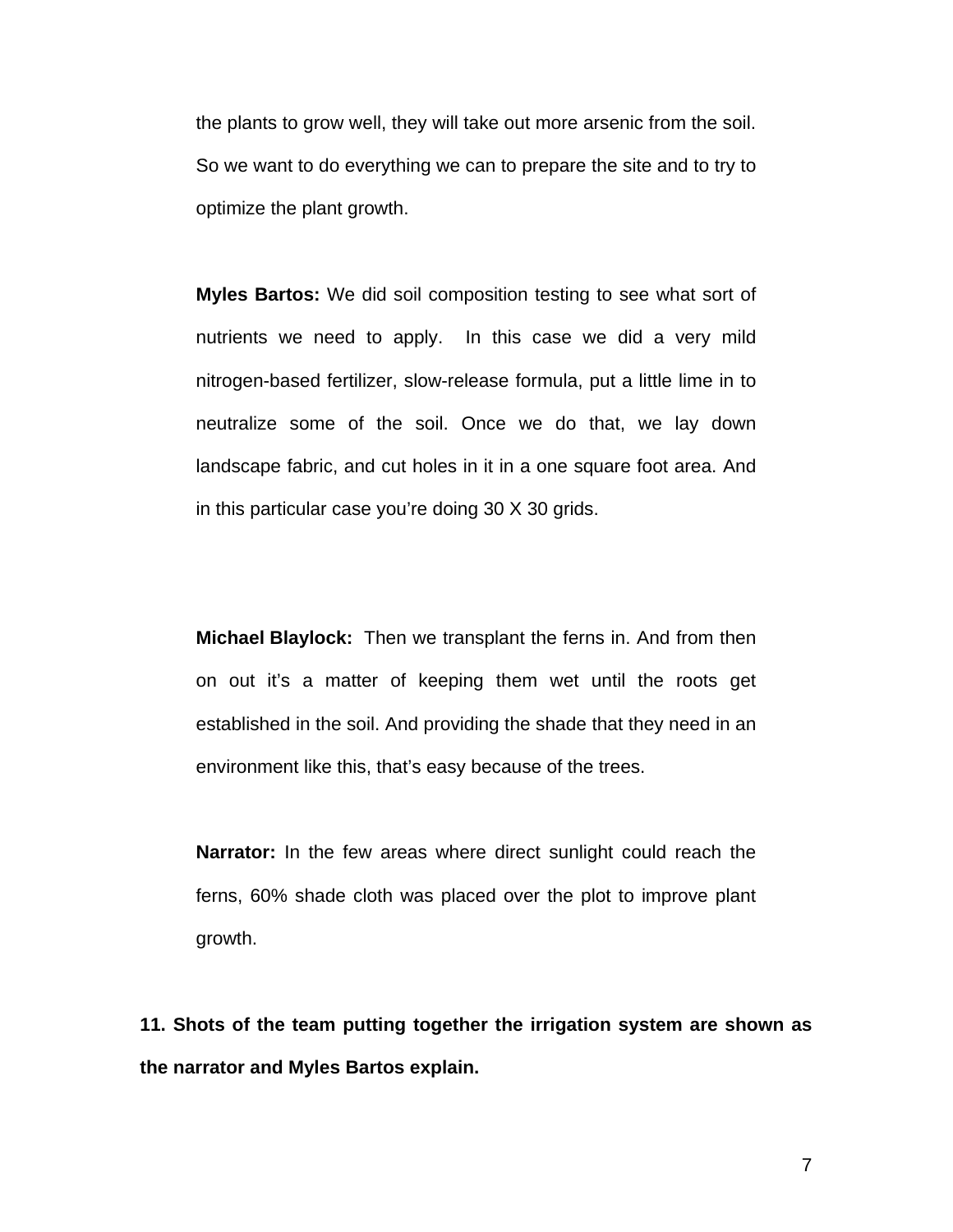the plants to grow well, they will take out more arsenic from the soil. So we want to do everything we can to prepare the site and to try to optimize the plant growth.

**Myles Bartos:** We did soil composition testing to see what sort of nutrients we need to apply. In this case we did a very mild nitrogen-based fertilizer, slow-release formula, put a little lime in to neutralize some of the soil. Once we do that, we lay down landscape fabric, and cut holes in it in a one square foot area. And in this particular case you're doing 30 X 30 grids.

**Michael Blaylock:** Then we transplant the ferns in. And from then on out it's a matter of keeping them wet until the roots get established in the soil. And providing the shade that they need in an environment like this, that's easy because of the trees.

**Narrator:** In the few areas where direct sunlight could reach the ferns, 60% shade cloth was placed over the plot to improve plant growth.

**11. Shots of the team putting together the irrigation system are shown as the narrator and Myles Bartos explain.**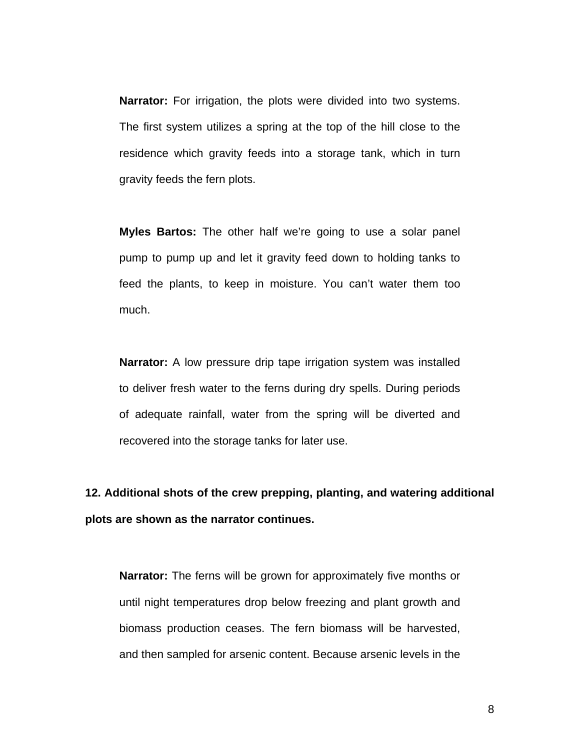**Narrator:** For irrigation, the plots were divided into two systems. The first system utilizes a spring at the top of the hill close to the residence which gravity feeds into a storage tank, which in turn gravity feeds the fern plots.

**Myles Bartos:** The other half we're going to use a solar panel pump to pump up and let it gravity feed down to holding tanks to feed the plants, to keep in moisture. You can't water them too much.

**Narrator:** A low pressure drip tape irrigation system was installed to deliver fresh water to the ferns during dry spells. During periods of adequate rainfall, water from the spring will be diverted and recovered into the storage tanks for later use.

**12. Additional shots of the crew prepping, planting, and watering additional plots are shown as the narrator continues.**

**Narrator:** The ferns will be grown for approximately five months or until night temperatures drop below freezing and plant growth and biomass production ceases. The fern biomass will be harvested, and then sampled for arsenic content. Because arsenic levels in the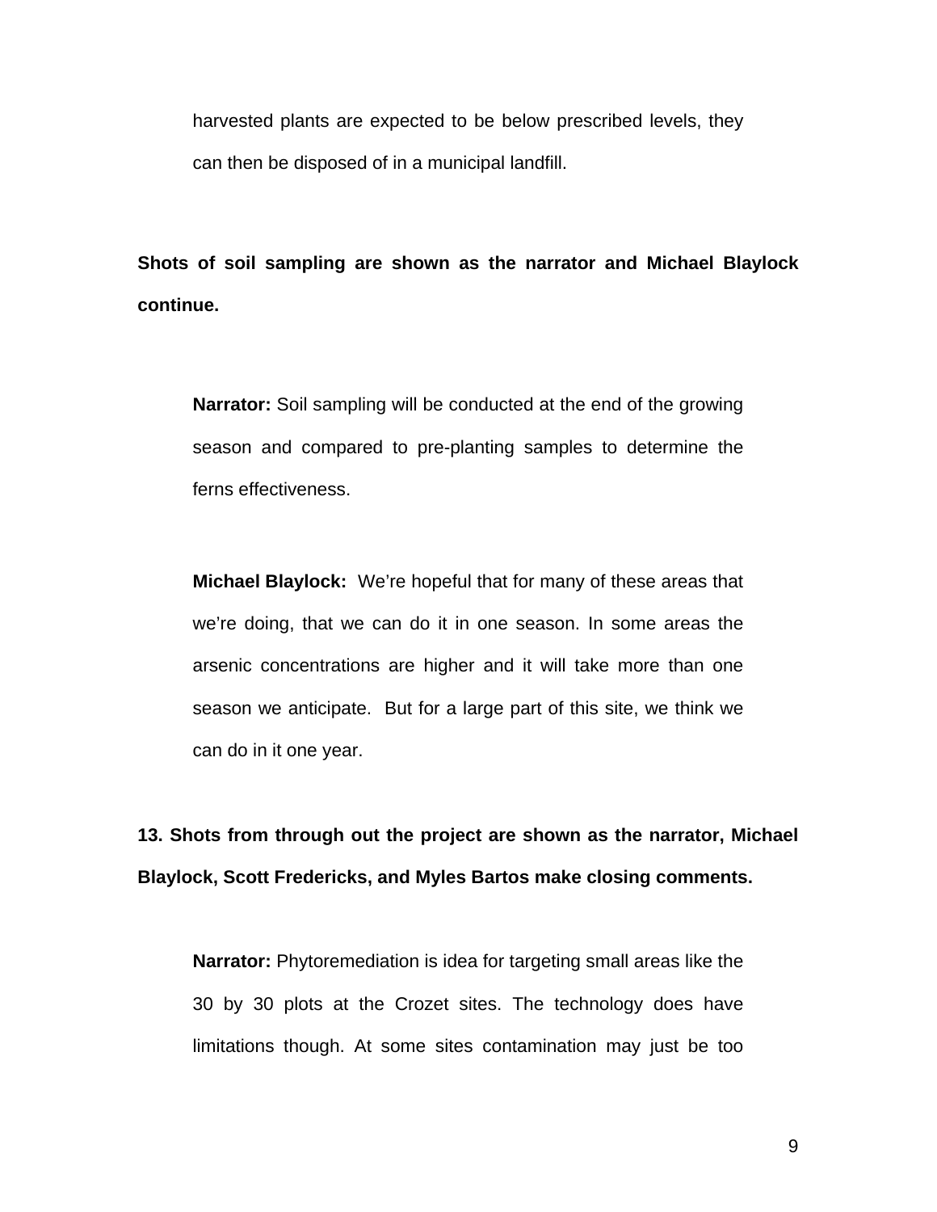harvested plants are expected to be below prescribed levels, they can then be disposed of in a municipal landfill.

**Shots of soil sampling are shown as the narrator and Michael Blaylock continue.**

**Narrator:** Soil sampling will be conducted at the end of the growing season and compared to pre-planting samples to determine the ferns effectiveness.

**Michael Blaylock:** We're hopeful that for many of these areas that we're doing, that we can do it in one season. In some areas the arsenic concentrations are higher and it will take more than one season we anticipate. But for a large part of this site, we think we can do in it one year.

**13. Shots from through out the project are shown as the narrator, Michael Blaylock, Scott Fredericks, and Myles Bartos make closing comments.**

**Narrator:** Phytoremediation is idea for targeting small areas like the 30 by 30 plots at the Crozet sites. The technology does have limitations though. At some sites contamination may just be too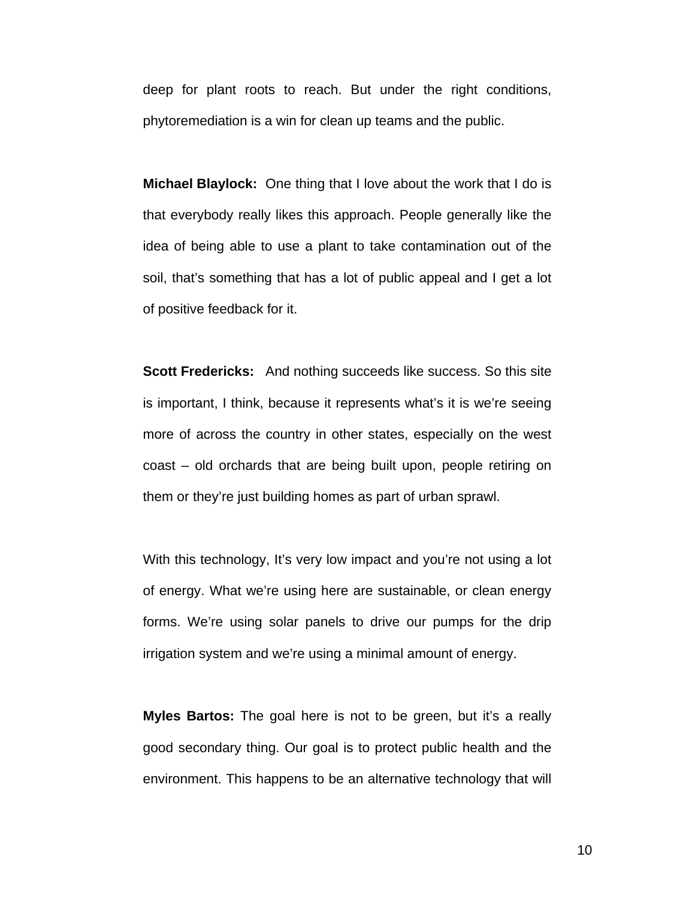deep for plant roots to reach. But under the right conditions, phytoremediation is a win for clean up teams and the public.

**Michael Blaylock:** One thing that I love about the work that I do is that everybody really likes this approach. People generally like the idea of being able to use a plant to take contamination out of the soil, that's something that has a lot of public appeal and I get a lot of positive feedback for it.

**Scott Fredericks:** And nothing succeeds like success. So this site is important, I think, because it represents what's it is we're seeing more of across the country in other states, especially on the west coast – old orchards that are being built upon, people retiring on them or they're just building homes as part of urban sprawl.

With this technology, It's very low impact and you're not using a lot of energy. What we're using here are sustainable, or clean energy forms. We're using solar panels to drive our pumps for the drip irrigation system and we're using a minimal amount of energy.

**Myles Bartos:** The goal here is not to be green, but it's a really good secondary thing. Our goal is to protect public health and the environment. This happens to be an alternative technology that will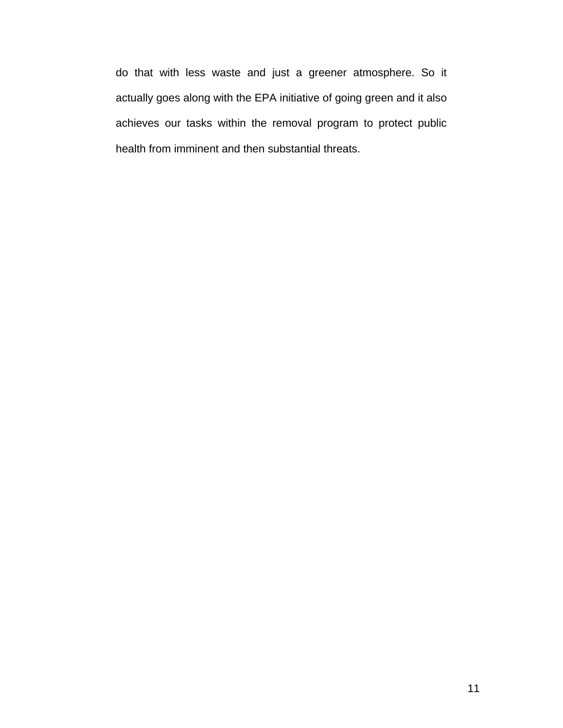do that with less waste and just a greener atmosphere. So it actually goes along with the EPA initiative of going green and it also achieves our tasks within the removal program to protect public health from imminent and then substantial threats.